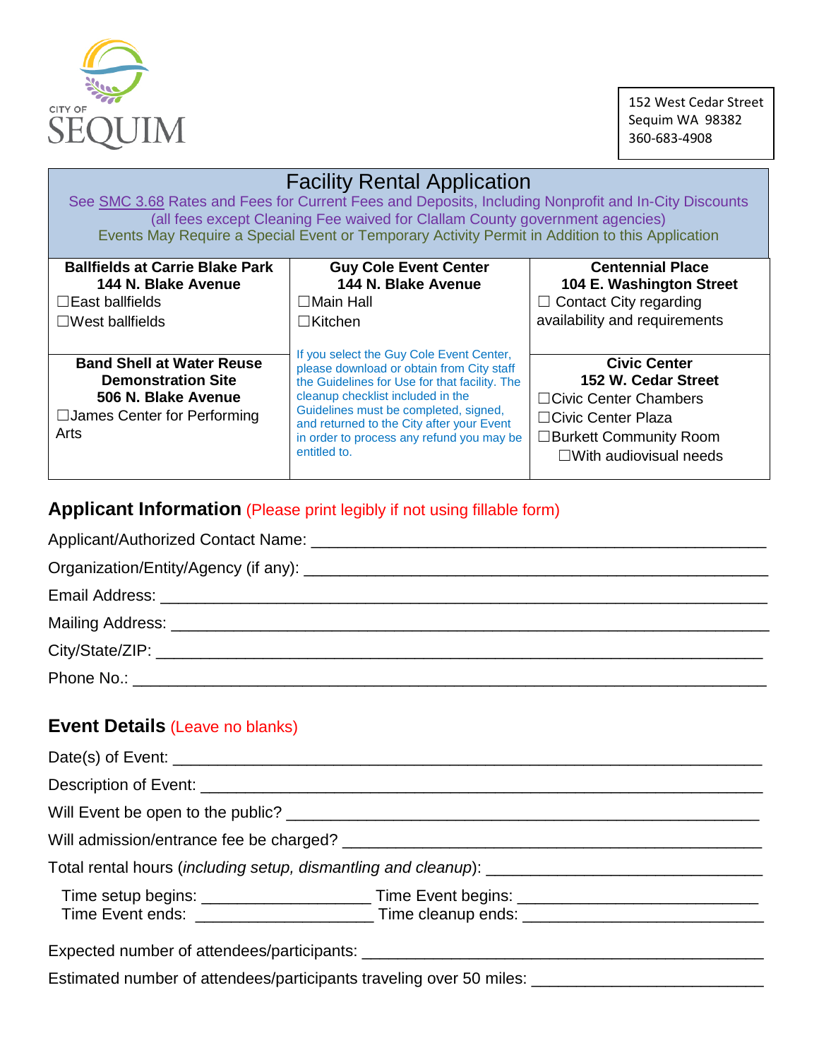CITY OF SEQUIM

152 West Cedar Street
Sequim WA 98382
360-683-4908

# Facility Rental Application

See SMC 3.68 Rates and Fees for Current Fees and Deposits, Including Nonprofit and In-City Discounts
(all fees except Cleaning Fee waived for Clallam County government agencies)
Events May Require a Special Event or Temporary Activity Permit in Addition to this Application

| **Ballfields at Carrie Blake Park 144 N. Blake Avenue** | **Guy Cole Event Center 144 N. Blake Avenue** | **Centennial Place 104 E. Washington Street** |
|---|---|---|
| ☐East ballfields<br>☐West ballfields | ☐Main Hall<br>☐Kitchen | ☐ Contact City regarding availability and requirements |
| **Band Shell at Water Reuse Demonstration Site 506 N. Blake Avenue**<br>☐James Center for Performing Arts | If you select the Guy Cole Event Center, please download or obtain from City staff the Guidelines for Use for that facility. The cleanup checklist included in the Guidelines must be completed, signed, and returned to the City after your Event in order to process any refund you may be entitled to. | **Civic Center 152 W. Cedar Street**<br>☐Civic Center Chambers<br>☐Civic Center Plaza<br>☐Burkett Community Room<br>☐With audiovisual needs |

## Applicant Information (Please print legibly if not using fillable form)

Applicant/Authorized Contact Name: ______________________________________________

Organization/Entity/Agency (if any): ______________________________________________

Email Address: ______________________________________________

Mailing Address: ______________________________________________

City/State/ZIP: ______________________________________________

Phone No.: ______________________________________________

## Event Details (Leave no blanks)

Date(s) of Event: ______________________________________________

Description of Event: ______________________________________________

Will Event be open to the public? ______________________________________________

Will admission/entrance fee be charged? ______________________________________________

Total rental hours (*including setup, dismantling and cleanup*): ______________________________

Time setup begins: __________________ Time Event begins: __________________________
Time Event ends: ___________________ Time cleanup ends: __________________________

Expected number of attendees/participants: ______________________________________________

Estimated number of attendees/participants traveling over 50 miles: ________________________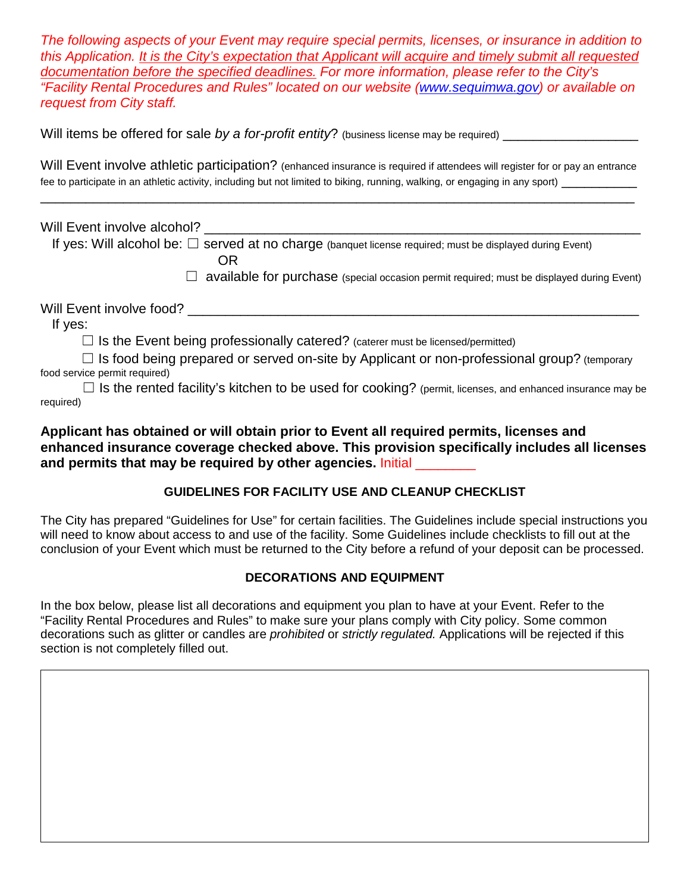*The following aspects of your Event may require special permits, licenses, or insurance in addition to this Application. It is the City's expectation that Applicant will acquire and timely submit all requested documentation before the specified deadlines. For more information, please refer to the City's "Facility Rental Procedures and Rules" located on our website ([www.sequimwa.gov](http://www.sequimwa.gov)) or available on request from City staff.*

Will items be offered for sale *by a for-profit entity*? (business license may be required) ___________________

Will Event involve athletic participation? (enhanced insurance is required if attendees will register for or pay an entrance fee to participate in an athletic activity, including but not limited to biking, running, walking, or engaging in any sport) ___________
_____________________________________________________________________________

Will Event involve alcohol? _______________________________________________________

If yes: Will alcohol be: ☐ served at no charge (banquet license required; must be displayed during Event)

OR

☐ available for purchase (special occasion permit required; must be displayed during Event)

Will Event involve food? _________________________________________________________

If yes:

☐ Is the Event being professionally catered? (caterer must be licensed/permitted)

☐ Is food being prepared or served on-site by Applicant or non-professional group? (temporary food service permit required)

☐ Is the rented facility's kitchen to be used for cooking? (permit, licenses, and enhanced insurance may be required)

**Applicant has obtained or will obtain prior to Event all required permits, licenses and enhanced insurance coverage checked above. This provision specifically includes all licenses and permits that may be required by other agencies.** Initial ________

**GUIDELINES FOR FACILITY USE AND CLEANUP CHECKLIST**

The City has prepared "Guidelines for Use" for certain facilities. The Guidelines include special instructions you will need to know about access to and use of the facility. Some Guidelines include checklists to fill out at the conclusion of your Event which must be returned to the City before a refund of your deposit can be processed.

**DECORATIONS AND EQUIPMENT**

In the box below, please list all decorations and equipment you plan to have at your Event. Refer to the "Facility Rental Procedures and Rules" to make sure your plans comply with City policy. Some common decorations such as glitter or candles are *prohibited* or *strictly regulated.* Applications will be rejected if this section is not completely filled out.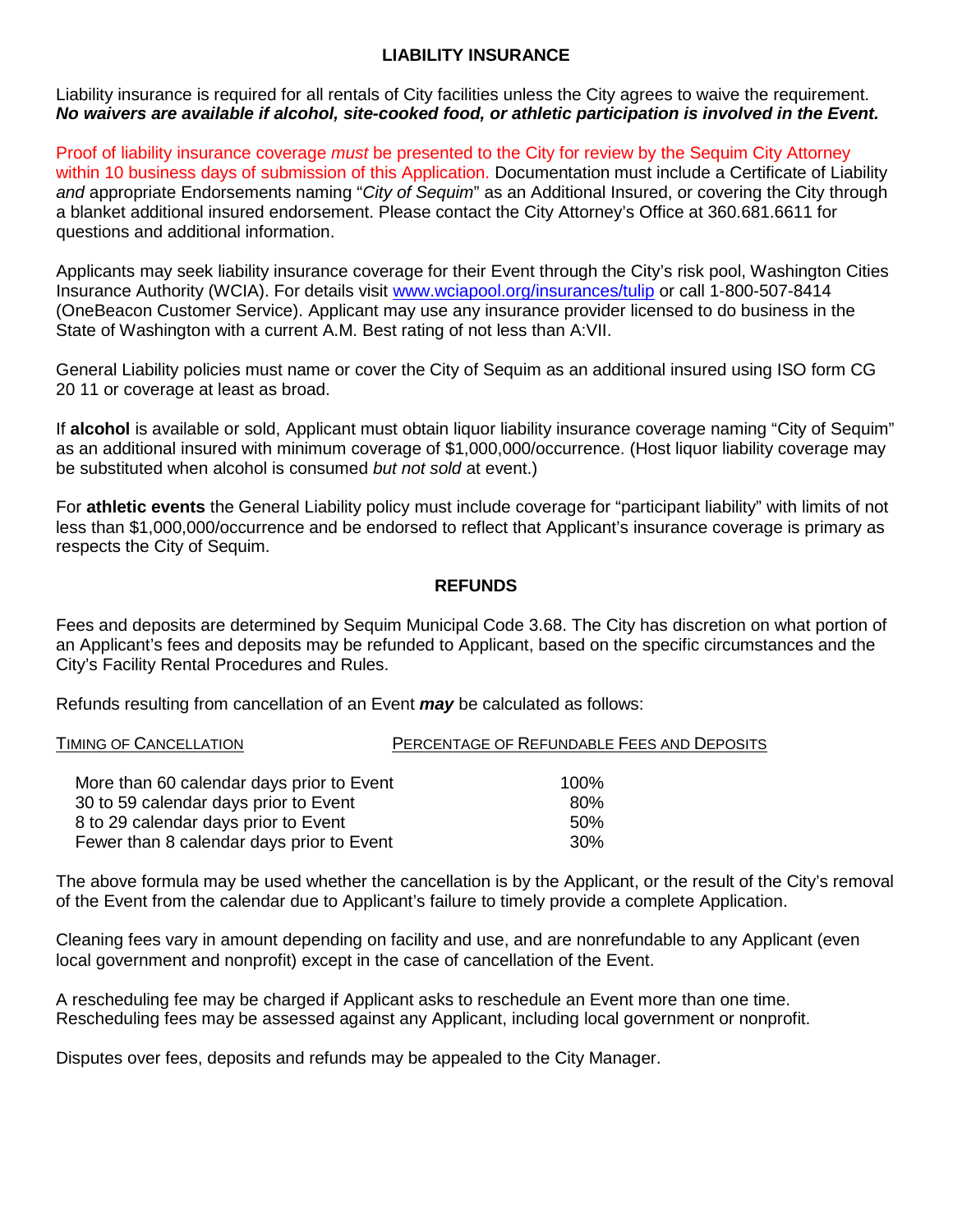## LIABILITY INSURANCE

Liability insurance is required for all rentals of City facilities unless the City agrees to waive the requirement. ***No waivers are available if alcohol, site-cooked food, or athletic participation is involved in the Event.***

Proof of liability insurance coverage *must* be presented to the City for review by the Sequim City Attorney within 10 business days of submission of this Application. Documentation must include a Certificate of Liability *and* appropriate Endorsements naming "*City of Sequim*" as an Additional Insured, or covering the City through a blanket additional insured endorsement. Please contact the City Attorney's Office at 360.681.6611 for questions and additional information.

Applicants may seek liability insurance coverage for their Event through the City's risk pool, Washington Cities Insurance Authority (WCIA). For details visit [www.wciapool.org/insurances/tulip](www.wciapool.org/insurances/tulip) or call 1-800-507-8414 (OneBeacon Customer Service). Applicant may use any insurance provider licensed to do business in the State of Washington with a current A.M. Best rating of not less than A:VII.

General Liability policies must name or cover the City of Sequim as an additional insured using ISO form CG 20 11 or coverage at least as broad.

If **alcohol** is available or sold, Applicant must obtain liquor liability insurance coverage naming "City of Sequim" as an additional insured with minimum coverage of $1,000,000/occurrence. (Host liquor liability coverage may be substituted when alcohol is consumed *but not sold* at event.)

For **athletic events** the General Liability policy must include coverage for "participant liability" with limits of not less than $1,000,000/occurrence and be endorsed to reflect that Applicant's insurance coverage is primary as respects the City of Sequim.

## REFUNDS

Fees and deposits are determined by Sequim Municipal Code 3.68. The City has discretion on what portion of an Applicant's fees and deposits may be refunded to Applicant, based on the specific circumstances and the City's Facility Rental Procedures and Rules.

Refunds resulting from cancellation of an Event ***may*** be calculated as follows:

| TIMING OF CANCELLATION | PERCENTAGE OF REFUNDABLE FEES AND DEPOSITS |
|---|---|
| More than 60 calendar days prior to Event | 100% |
| 30 to 59 calendar days prior to Event | 80% |
| 8 to 29 calendar days prior to Event | 50% |
| Fewer than 8 calendar days prior to Event | 30% |

The above formula may be used whether the cancellation is by the Applicant, or the result of the City's removal of the Event from the calendar due to Applicant's failure to timely provide a complete Application.

Cleaning fees vary in amount depending on facility and use, and are nonrefundable to any Applicant (even local government and nonprofit) except in the case of cancellation of the Event.

A rescheduling fee may be charged if Applicant asks to reschedule an Event more than one time. Rescheduling fees may be assessed against any Applicant, including local government or nonprofit.

Disputes over fees, deposits and refunds may be appealed to the City Manager.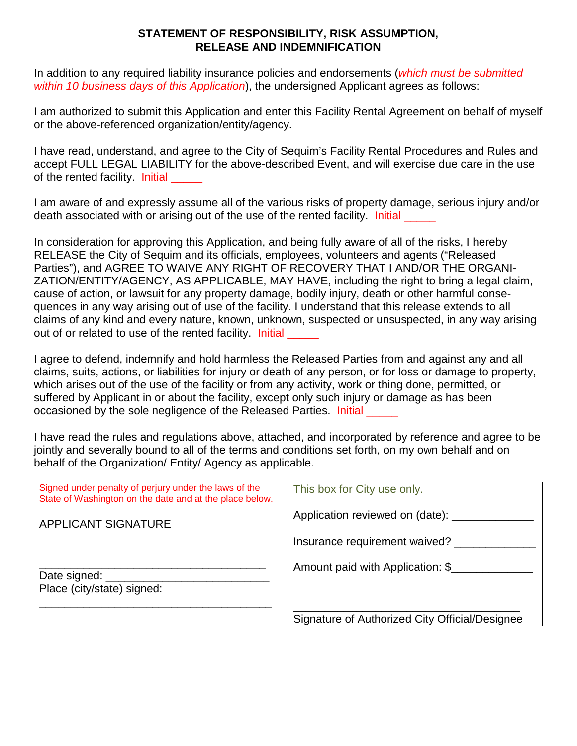## STATEMENT OF RESPONSIBILITY, RISK ASSUMPTION, RELEASE AND INDEMNIFICATION

In addition to any required liability insurance policies and endorsements (*which must be submitted within 10 business days of this Application*), the undersigned Applicant agrees as follows:

I am authorized to submit this Application and enter this Facility Rental Agreement on behalf of myself or the above-referenced organization/entity/agency.

I have read, understand, and agree to the City of Sequim's Facility Rental Procedures and Rules and accept FULL LEGAL LIABILITY for the above-described Event, and will exercise due care in the use of the rented facility. Initial _____

I am aware of and expressly assume all of the various risks of property damage, serious injury and/or death associated with or arising out of the use of the rented facility. Initial _____

In consideration for approving this Application, and being fully aware of all of the risks, I hereby RELEASE the City of Sequim and its officials, employees, volunteers and agents ("Released Parties"), and AGREE TO WAIVE ANY RIGHT OF RECOVERY THAT I AND/OR THE ORGANIZATION/ENTITY/AGENCY, AS APPLICABLE, MAY HAVE, including the right to bring a legal claim, cause of action, or lawsuit for any property damage, bodily injury, death or other harmful consequences in any way arising out of use of the facility. I understand that this release extends to all claims of any kind and every nature, known, unknown, suspected or unsuspected, in any way arising out of or related to use of the rented facility. Initial _____

I agree to defend, indemnify and hold harmless the Released Parties from and against any and all claims, suits, actions, or liabilities for injury or death of any person, or for loss or damage to property, which arises out of the use of the facility or from any activity, work or thing done, permitted, or suffered by Applicant in or about the facility, except only such injury or damage as has been occasioned by the sole negligence of the Released Parties. Initial _____

I have read the rules and regulations above, attached, and incorporated by reference and agree to be jointly and severally bound to all of the terms and conditions set forth, on my own behalf and on behalf of the Organization/ Entity/ Agency as applicable.

| | |
|---|---|
| Signed under penalty of perjury under the laws of the State of Washington on the date and at the place below.<br><br>APPLICANT SIGNATURE<br><br>___________________________________<br>Date signed: _________________________<br>Place (city/state) signed:<br>___________________________________ | This box for City use only.<br><br>Application reviewed on (date): ____________<br><br>Insurance requirement waived? ____________<br><br>Amount paid with Application: $____________<br><br>___________________________________<br>Signature of Authorized City Official/Designee |